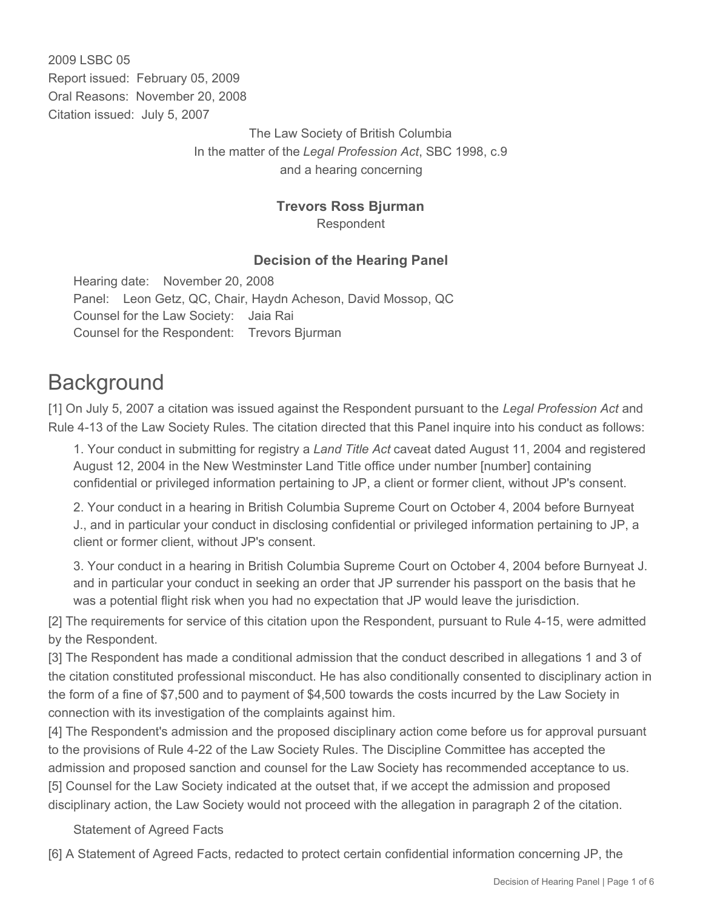2009 LSBC 05
Report issued: February 05, 2009
Oral Reasons: November 20, 2008
Citation issued: July 5, 2007

The Law Society of British Columbia
In the matter of the *Legal Profession Act*, SBC 1998, c.9
and a hearing concerning

**Trevors Ross Bjurman**
Respondent

**Decision of the Hearing Panel**

Hearing date: November 20, 2008
Panel: Leon Getz, QC, Chair, Haydn Acheson, David Mossop, QC
Counsel for the Law Society: Jaia Rai
Counsel for the Respondent: Trevors Bjurman

# Background

[1] On July 5, 2007 a citation was issued against the Respondent pursuant to the *Legal Profession Act* and Rule 4-13 of the Law Society Rules. The citation directed that this Panel inquire into his conduct as follows:

1. Your conduct in submitting for registry a *Land Title Act* caveat dated August 11, 2004 and registered August 12, 2004 in the New Westminster Land Title office under number [number] containing confidential or privileged information pertaining to JP, a client or former client, without JP's consent.

2. Your conduct in a hearing in British Columbia Supreme Court on October 4, 2004 before Burnyeat J., and in particular your conduct in disclosing confidential or privileged information pertaining to JP, a client or former client, without JP's consent.

3. Your conduct in a hearing in British Columbia Supreme Court on October 4, 2004 before Burnyeat J. and in particular your conduct in seeking an order that JP surrender his passport on the basis that he was a potential flight risk when you had no expectation that JP would leave the jurisdiction.

[2] The requirements for service of this citation upon the Respondent, pursuant to Rule 4-15, were admitted by the Respondent.

[3] The Respondent has made a conditional admission that the conduct described in allegations 1 and 3 of the citation constituted professional misconduct. He has also conditionally consented to disciplinary action in the form of a fine of $7,500 and to payment of $4,500 towards the costs incurred by the Law Society in connection with its investigation of the complaints against him.

[4] The Respondent's admission and the proposed disciplinary action come before us for approval pursuant to the provisions of Rule 4-22 of the Law Society Rules. The Discipline Committee has accepted the admission and proposed sanction and counsel for the Law Society has recommended acceptance to us.

[5] Counsel for the Law Society indicated at the outset that, if we accept the admission and proposed disciplinary action, the Law Society would not proceed with the allegation in paragraph 2 of the citation.

Statement of Agreed Facts

[6] A Statement of Agreed Facts, redacted to protect certain confidential information concerning JP, the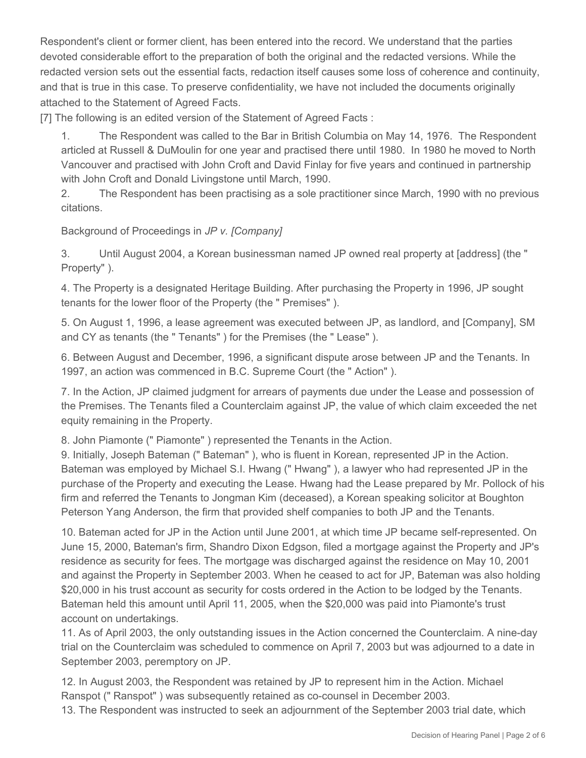Respondent's client or former client, has been entered into the record. We understand that the parties devoted considerable effort to the preparation of both the original and the redacted versions. While the redacted version sets out the essential facts, redaction itself causes some loss of coherence and continuity, and that is true in this case. To preserve confidentiality, we have not included the documents originally attached to the Statement of Agreed Facts.

[7] The following is an edited version of the Statement of Agreed Facts :

> 1. The Respondent was called to the Bar in British Columbia on May 14, 1976. The Respondent articled at Russell & DuMoulin for one year and practised there until 1980. In 1980 he moved to North Vancouver and practised with John Croft and David Finlay for five years and continued in partnership with John Croft and Donald Livingstone until March, 1990.
>
> 2. The Respondent has been practising as a sole practitioner since March, 1990 with no previous citations.
>
> Background of Proceedings in *JP v. [Company]*
>
> 3. Until August 2004, a Korean businessman named JP owned real property at [address] (the " Property" ).
>
> 4. The Property is a designated Heritage Building. After purchasing the Property in 1996, JP sought tenants for the lower floor of the Property (the " Premises" ).
>
> 5. On August 1, 1996, a lease agreement was executed between JP, as landlord, and [Company], SM and CY as tenants (the " Tenants" ) for the Premises (the " Lease" ).
>
> 6. Between August and December, 1996, a significant dispute arose between JP and the Tenants. In 1997, an action was commenced in B.C. Supreme Court (the " Action" ).
>
> 7. In the Action, JP claimed judgment for arrears of payments due under the Lease and possession of the Premises. The Tenants filed a Counterclaim against JP, the value of which claim exceeded the net equity remaining in the Property.
>
> 8. John Piamonte (" Piamonte" ) represented the Tenants in the Action.
>
> 9. Initially, Joseph Bateman (" Bateman" ), who is fluent in Korean, represented JP in the Action. Bateman was employed by Michael S.I. Hwang (" Hwang" ), a lawyer who had represented JP in the purchase of the Property and executing the Lease. Hwang had the Lease prepared by Mr. Pollock of his firm and referred the Tenants to Jongman Kim (deceased), a Korean speaking solicitor at Boughton Peterson Yang Anderson, the firm that provided shelf companies to both JP and the Tenants.
>
> 10. Bateman acted for JP in the Action until June 2001, at which time JP became self-represented. On June 15, 2000, Bateman's firm, Shandro Dixon Edgson, filed a mortgage against the Property and JP's residence as security for fees. The mortgage was discharged against the residence on May 10, 2001 and against the Property in September 2003. When he ceased to act for JP, Bateman was also holding $20,000 in his trust account as security for costs ordered in the Action to be lodged by the Tenants. Bateman held this amount until April 11, 2005, when the $20,000 was paid into Piamonte's trust account on undertakings.
>
> 11. As of April 2003, the only outstanding issues in the Action concerned the Counterclaim. A nine-day trial on the Counterclaim was scheduled to commence on April 7, 2003 but was adjourned to a date in September 2003, peremptory on JP.
>
> 12. In August 2003, the Respondent was retained by JP to represent him in the Action. Michael Ranspot (" Ranspot" ) was subsequently retained as co-counsel in December 2003.
>
> 13. The Respondent was instructed to seek an adjournment of the September 2003 trial date, which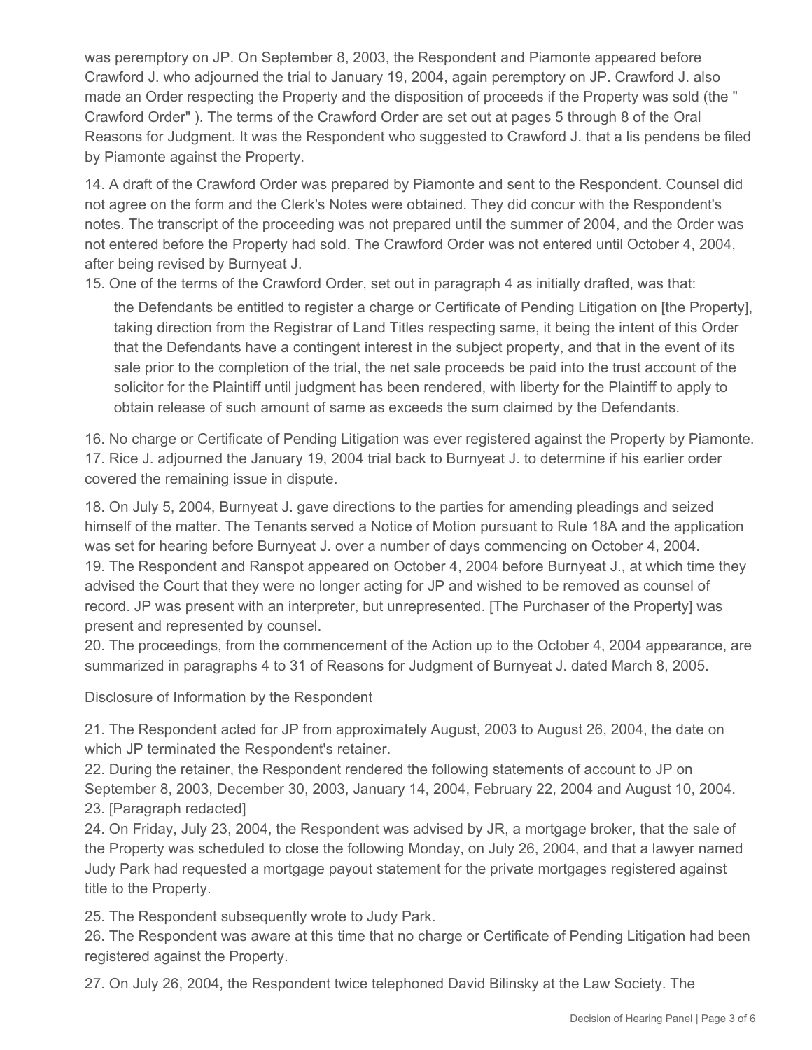was peremptory on JP. On September 8, 2003, the Respondent and Piamonte appeared before Crawford J. who adjourned the trial to January 19, 2004, again peremptory on JP. Crawford J. also made an Order respecting the Property and the disposition of proceeds if the Property was sold (the " Crawford Order" ). The terms of the Crawford Order are set out at pages 5 through 8 of the Oral Reasons for Judgment. It was the Respondent who suggested to Crawford J. that a lis pendens be filed by Piamonte against the Property.

14. A draft of the Crawford Order was prepared by Piamonte and sent to the Respondent. Counsel did not agree on the form and the Clerk's Notes were obtained. They did concur with the Respondent's notes. The transcript of the proceeding was not prepared until the summer of 2004, and the Order was not entered before the Property had sold. The Crawford Order was not entered until October 4, 2004, after being revised by Burnyeat J.

15. One of the terms of the Crawford Order, set out in paragraph 4 as initially drafted, was that:

> the Defendants be entitled to register a charge or Certificate of Pending Litigation on [the Property], taking direction from the Registrar of Land Titles respecting same, it being the intent of this Order that the Defendants have a contingent interest in the subject property, and that in the event of its sale prior to the completion of the trial, the net sale proceeds be paid into the trust account of the solicitor for the Plaintiff until judgment has been rendered, with liberty for the Plaintiff to apply to obtain release of such amount of same as exceeds the sum claimed by the Defendants.

16. No charge or Certificate of Pending Litigation was ever registered against the Property by Piamonte.

17. Rice J. adjourned the January 19, 2004 trial back to Burnyeat J. to determine if his earlier order covered the remaining issue in dispute.

18. On July 5, 2004, Burnyeat J. gave directions to the parties for amending pleadings and seized himself of the matter. The Tenants served a Notice of Motion pursuant to Rule 18A and the application was set for hearing before Burnyeat J. over a number of days commencing on October 4, 2004.

19. The Respondent and Ranspot appeared on October 4, 2004 before Burnyeat J., at which time they advised the Court that they were no longer acting for JP and wished to be removed as counsel of record. JP was present with an interpreter, but unrepresented. [The Purchaser of the Property] was present and represented by counsel.

20. The proceedings, from the commencement of the Action up to the October 4, 2004 appearance, are summarized in paragraphs 4 to 31 of Reasons for Judgment of Burnyeat J. dated March 8, 2005.

Disclosure of Information by the Respondent

21. The Respondent acted for JP from approximately August, 2003 to August 26, 2004, the date on which JP terminated the Respondent's retainer.

22. During the retainer, the Respondent rendered the following statements of account to JP on September 8, 2003, December 30, 2003, January 14, 2004, February 22, 2004 and August 10, 2004.

23. [Paragraph redacted]

24. On Friday, July 23, 2004, the Respondent was advised by JR, a mortgage broker, that the sale of the Property was scheduled to close the following Monday, on July 26, 2004, and that a lawyer named Judy Park had requested a mortgage payout statement for the private mortgages registered against title to the Property.

25. The Respondent subsequently wrote to Judy Park.

26. The Respondent was aware at this time that no charge or Certificate of Pending Litigation had been registered against the Property.

27. On July 26, 2004, the Respondent twice telephoned David Bilinsky at the Law Society. The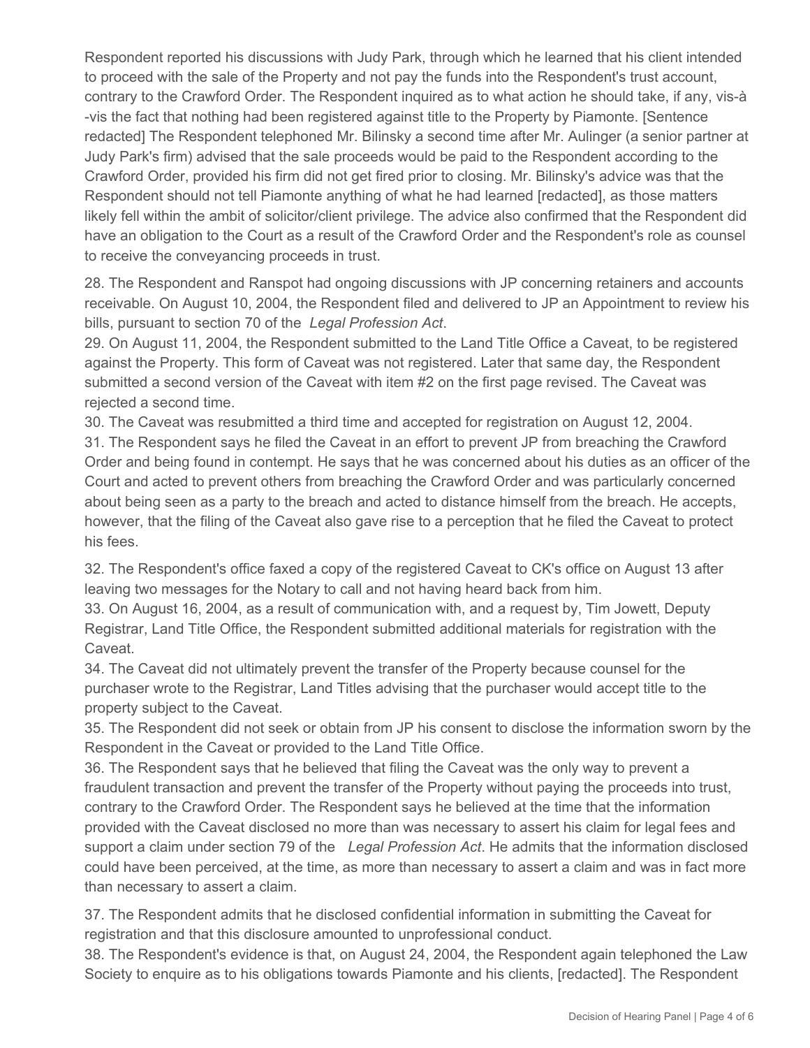Respondent reported his discussions with Judy Park, through which he learned that his client intended to proceed with the sale of the Property and not pay the funds into the Respondent's trust account, contrary to the Crawford Order. The Respondent inquired as to what action he should take, if any, vis-à-vis the fact that nothing had been registered against title to the Property by Piamonte. [Sentence redacted] The Respondent telephoned Mr. Bilinsky a second time after Mr. Aulinger (a senior partner at Judy Park's firm) advised that the sale proceeds would be paid to the Respondent according to the Crawford Order, provided his firm did not get fired prior to closing. Mr. Bilinsky's advice was that the Respondent should not tell Piamonte anything of what he had learned [redacted], as those matters likely fell within the ambit of solicitor/client privilege. The advice also confirmed that the Respondent did have an obligation to the Court as a result of the Crawford Order and the Respondent's role as counsel to receive the conveyancing proceeds in trust.

28. The Respondent and Ranspot had ongoing discussions with JP concerning retainers and accounts receivable. On August 10, 2004, the Respondent filed and delivered to JP an Appointment to review his bills, pursuant to section 70 of the *Legal Profession Act*.

29. On August 11, 2004, the Respondent submitted to the Land Title Office a Caveat, to be registered against the Property. This form of Caveat was not registered. Later that same day, the Respondent submitted a second version of the Caveat with item #2 on the first page revised. The Caveat was rejected a second time.

30. The Caveat was resubmitted a third time and accepted for registration on August 12, 2004.

31. The Respondent says he filed the Caveat in an effort to prevent JP from breaching the Crawford Order and being found in contempt. He says that he was concerned about his duties as an officer of the Court and acted to prevent others from breaching the Crawford Order and was particularly concerned about being seen as a party to the breach and acted to distance himself from the breach. He accepts, however, that the filing of the Caveat also gave rise to a perception that he filed the Caveat to protect his fees.

32. The Respondent's office faxed a copy of the registered Caveat to CK's office on August 13 after leaving two messages for the Notary to call and not having heard back from him.

33. On August 16, 2004, as a result of communication with, and a request by, Tim Jowett, Deputy Registrar, Land Title Office, the Respondent submitted additional materials for registration with the Caveat.

34. The Caveat did not ultimately prevent the transfer of the Property because counsel for the purchaser wrote to the Registrar, Land Titles advising that the purchaser would accept title to the property subject to the Caveat.

35. The Respondent did not seek or obtain from JP his consent to disclose the information sworn by the Respondent in the Caveat or provided to the Land Title Office.

36. The Respondent says that he believed that filing the Caveat was the only way to prevent a fraudulent transaction and prevent the transfer of the Property without paying the proceeds into trust, contrary to the Crawford Order. The Respondent says he believed at the time that the information provided with the Caveat disclosed no more than was necessary to assert his claim for legal fees and support a claim under section 79 of the *Legal Profession Act*. He admits that the information disclosed could have been perceived, at the time, as more than necessary to assert a claim and was in fact more than necessary to assert a claim.

37. The Respondent admits that he disclosed confidential information in submitting the Caveat for registration and that this disclosure amounted to unprofessional conduct.

38. The Respondent's evidence is that, on August 24, 2004, the Respondent again telephoned the Law Society to enquire as to his obligations towards Piamonte and his clients, [redacted]. The Respondent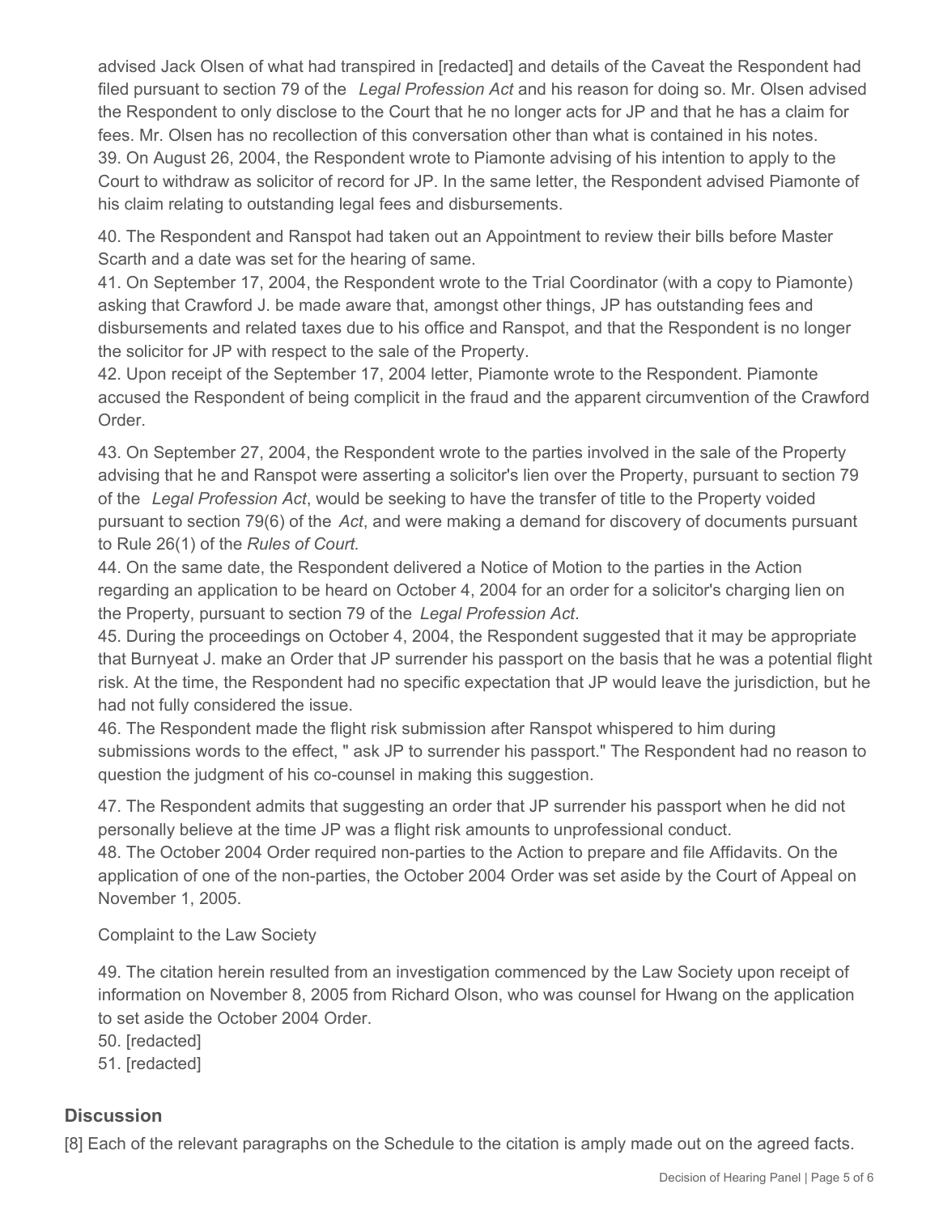advised Jack Olsen of what had transpired in [redacted] and details of the Caveat the Respondent had filed pursuant to section 79 of the *Legal Profession Act* and his reason for doing so. Mr. Olsen advised the Respondent to only disclose to the Court that he no longer acts for JP and that he has a claim for fees. Mr. Olsen has no recollection of this conversation other than what is contained in his notes.

39. On August 26, 2004, the Respondent wrote to Piamonte advising of his intention to apply to the Court to withdraw as solicitor of record for JP. In the same letter, the Respondent advised Piamonte of his claim relating to outstanding legal fees and disbursements.

40. The Respondent and Ranspot had taken out an Appointment to review their bills before Master Scarth and a date was set for the hearing of same.

41. On September 17, 2004, the Respondent wrote to the Trial Coordinator (with a copy to Piamonte) asking that Crawford J. be made aware that, amongst other things, JP has outstanding fees and disbursements and related taxes due to his office and Ranspot, and that the Respondent is no longer the solicitor for JP with respect to the sale of the Property.

42. Upon receipt of the September 17, 2004 letter, Piamonte wrote to the Respondent. Piamonte accused the Respondent of being complicit in the fraud and the apparent circumvention of the Crawford Order.

43. On September 27, 2004, the Respondent wrote to the parties involved in the sale of the Property advising that he and Ranspot were asserting a solicitor's lien over the Property, pursuant to section 79 of the *Legal Profession Act*, would be seeking to have the transfer of title to the Property voided pursuant to section 79(6) of the *Act*, and were making a demand for discovery of documents pursuant to Rule 26(1) of the *Rules of Court*.

44. On the same date, the Respondent delivered a Notice of Motion to the parties in the Action regarding an application to be heard on October 4, 2004 for an order for a solicitor's charging lien on the Property, pursuant to section 79 of the *Legal Profession Act*.

45. During the proceedings on October 4, 2004, the Respondent suggested that it may be appropriate that Burnyeat J. make an Order that JP surrender his passport on the basis that he was a potential flight risk. At the time, the Respondent had no specific expectation that JP would leave the jurisdiction, but he had not fully considered the issue.

46. The Respondent made the flight risk submission after Ranspot whispered to him during submissions words to the effect, " ask JP to surrender his passport." The Respondent had no reason to question the judgment of his co-counsel in making this suggestion.

47. The Respondent admits that suggesting an order that JP surrender his passport when he did not personally believe at the time JP was a flight risk amounts to unprofessional conduct.

48. The October 2004 Order required non-parties to the Action to prepare and file Affidavits. On the application of one of the non-parties, the October 2004 Order was set aside by the Court of Appeal on November 1, 2005.

Complaint to the Law Society

49. The citation herein resulted from an investigation commenced by the Law Society upon receipt of information on November 8, 2005 from Richard Olson, who was counsel for Hwang on the application to set aside the October 2004 Order.

50. [redacted]

51. [redacted]

## Discussion

[8] Each of the relevant paragraphs on the Schedule to the citation is amply made out on the agreed facts.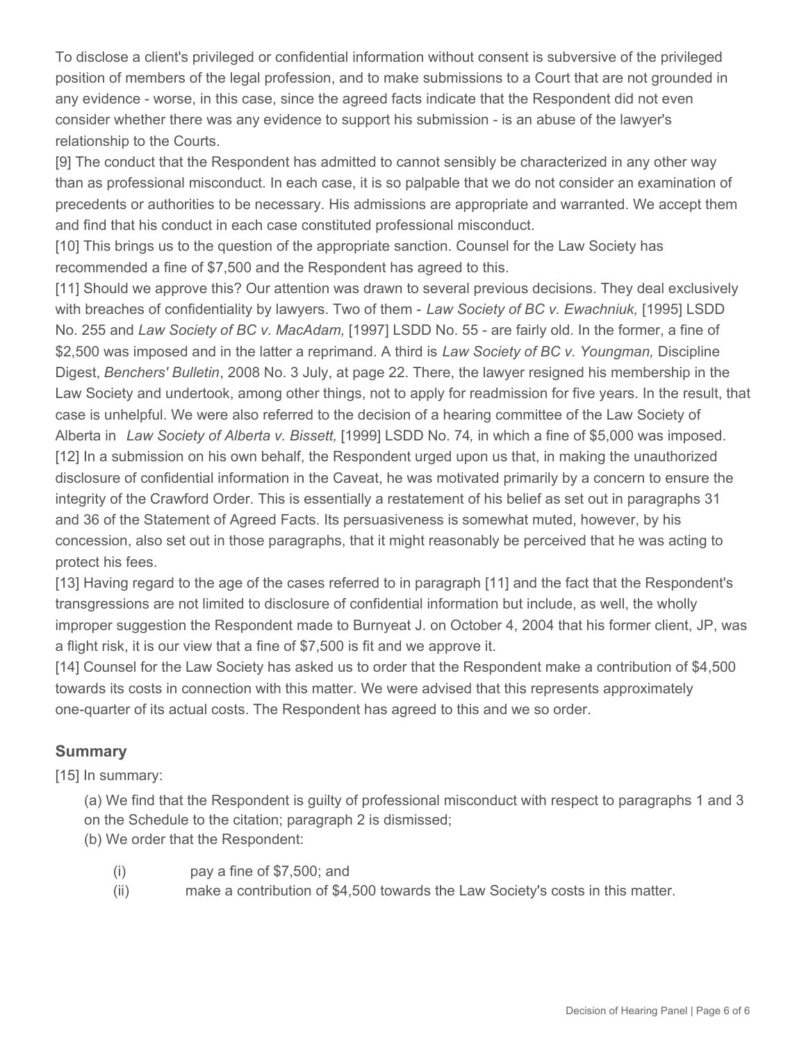To disclose a client's privileged or confidential information without consent is subversive of the privileged position of members of the legal profession, and to make submissions to a Court that are not grounded in any evidence - worse, in this case, since the agreed facts indicate that the Respondent did not even consider whether there was any evidence to support his submission - is an abuse of the lawyer's relationship to the Courts.

[9] The conduct that the Respondent has admitted to cannot sensibly be characterized in any other way than as professional misconduct. In each case, it is so palpable that we do not consider an examination of precedents or authorities to be necessary. His admissions are appropriate and warranted. We accept them and find that his conduct in each case constituted professional misconduct.

[10] This brings us to the question of the appropriate sanction. Counsel for the Law Society has recommended a fine of $7,500 and the Respondent has agreed to this.

[11] Should we approve this? Our attention was drawn to several previous decisions. They deal exclusively with breaches of confidentiality by lawyers. Two of them - *Law Society of BC v. Ewachniuk,* [1995] LSDD No. 255 and *Law Society of BC v. MacAdam,* [1997] LSDD No. 55 - are fairly old. In the former, a fine of $2,500 was imposed and in the latter a reprimand. A third is *Law Society of BC v. Youngman,* Discipline Digest, *Benchers' Bulletin*, 2008 No. 3 July, at page 22. There, the lawyer resigned his membership in the Law Society and undertook, among other things, not to apply for readmission for five years. In the result, that case is unhelpful. We were also referred to the decision of a hearing committee of the Law Society of Alberta in *Law Society of Alberta v. Bissett,* [1999] LSDD No. 74*,* in which a fine of $5,000 was imposed.

[12] In a submission on his own behalf, the Respondent urged upon us that, in making the unauthorized disclosure of confidential information in the Caveat, he was motivated primarily by a concern to ensure the integrity of the Crawford Order. This is essentially a restatement of his belief as set out in paragraphs 31 and 36 of the Statement of Agreed Facts. Its persuasiveness is somewhat muted, however, by his concession, also set out in those paragraphs, that it might reasonably be perceived that he was acting to protect his fees.

[13] Having regard to the age of the cases referred to in paragraph [11] and the fact that the Respondent's transgressions are not limited to disclosure of confidential information but include, as well, the wholly improper suggestion the Respondent made to Burnyeat J. on October 4, 2004 that his former client, JP, was a flight risk, it is our view that a fine of $7,500 is fit and we approve it.

[14] Counsel for the Law Society has asked us to order that the Respondent make a contribution of $4,500 towards its costs in connection with this matter. We were advised that this represents approximately one-quarter of its actual costs. The Respondent has agreed to this and we so order.

## Summary

[15] In summary:

(a) We find that the Respondent is guilty of professional misconduct with respect to paragraphs 1 and 3 on the Schedule to the citation; paragraph 2 is dismissed;

(b) We order that the Respondent:

(i) pay a fine of $7,500; and

(ii) make a contribution of $4,500 towards the Law Society's costs in this matter.